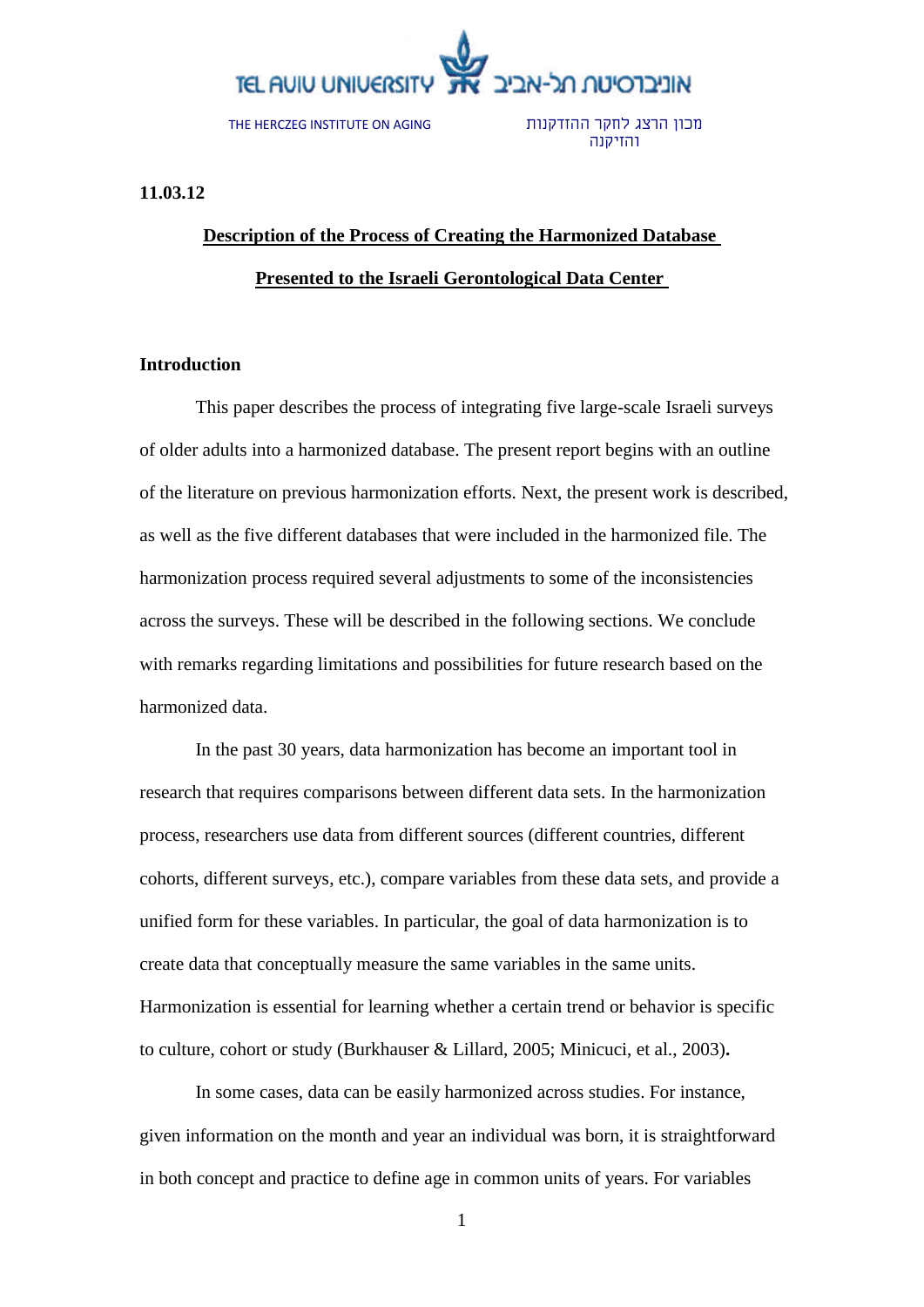TEL AVIV UNIVERSITY אוניברסיטת תל-אביב

THE HERCZEG INSTITUTE ON AGING מכון הרצג לחקר ההזדקנות והזיקנה

**11.03.12**

# Description of the Process of Creating the Harmonized Database Presented to the Israeli Gerontological Data Center

## Introduction

This paper describes the process of integrating five large-scale Israeli surveys of older adults into a harmonized database. The present report begins with an outline of the literature on previous harmonization efforts. Next, the present work is described, as well as the five different databases that were included in the harmonized file. The harmonization process required several adjustments to some of the inconsistencies across the surveys. These will be described in the following sections. We conclude with remarks regarding limitations and possibilities for future research based on the harmonized data.

In the past 30 years, data harmonization has become an important tool in research that requires comparisons between different data sets. In the harmonization process, researchers use data from different sources (different countries, different cohorts, different surveys, etc.), compare variables from these data sets, and provide a unified form for these variables. In particular, the goal of data harmonization is to create data that conceptually measure the same variables in the same units. Harmonization is essential for learning whether a certain trend or behavior is specific to culture, cohort or study (Burkhauser & Lillard, 2005; Minicuci, et al., 2003)**.**

In some cases, data can be easily harmonized across studies. For instance, given information on the month and year an individual was born, it is straightforward in both concept and practice to define age in common units of years. For variables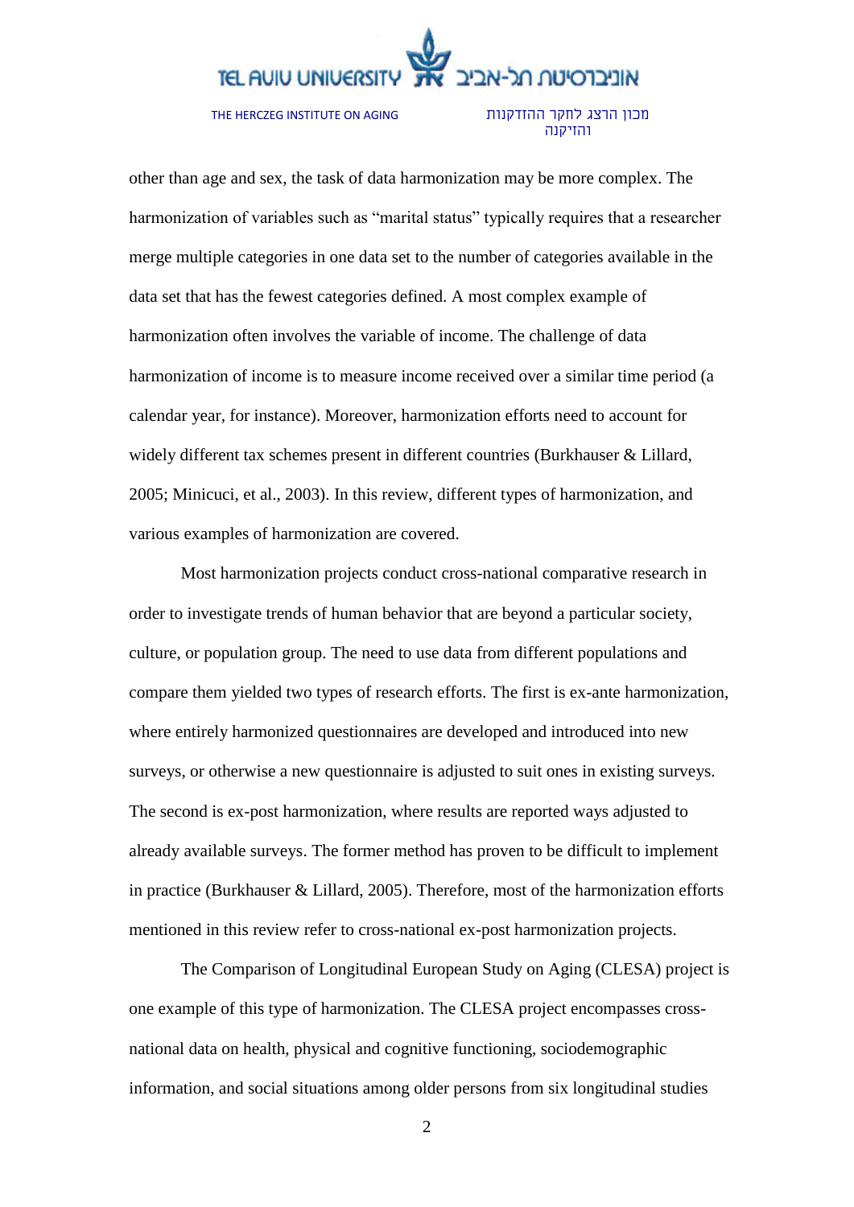other than age and sex, the task of data harmonization may be more complex. The harmonization of variables such as "marital status" typically requires that a researcher merge multiple categories in one data set to the number of categories available in the data set that has the fewest categories defined. A most complex example of harmonization often involves the variable of income. The challenge of data harmonization of income is to measure income received over a similar time period (a calendar year, for instance). Moreover, harmonization efforts need to account for widely different tax schemes present in different countries (Burkhauser & Lillard, 2005; Minicuci, et al., 2003). In this review, different types of harmonization, and various examples of harmonization are covered.

Most harmonization projects conduct cross-national comparative research in order to investigate trends of human behavior that are beyond a particular society, culture, or population group. The need to use data from different populations and compare them yielded two types of research efforts. The first is ex-ante harmonization, where entirely harmonized questionnaires are developed and introduced into new surveys, or otherwise a new questionnaire is adjusted to suit ones in existing surveys. The second is ex-post harmonization, where results are reported ways adjusted to already available surveys. The former method has proven to be difficult to implement in practice (Burkhauser & Lillard, 2005). Therefore, most of the harmonization efforts mentioned in this review refer to cross-national ex-post harmonization projects.

The Comparison of Longitudinal European Study on Aging (CLESA) project is one example of this type of harmonization. The CLESA project encompasses cross-national data on health, physical and cognitive functioning, sociodemographic information, and social situations among older persons from six longitudinal studies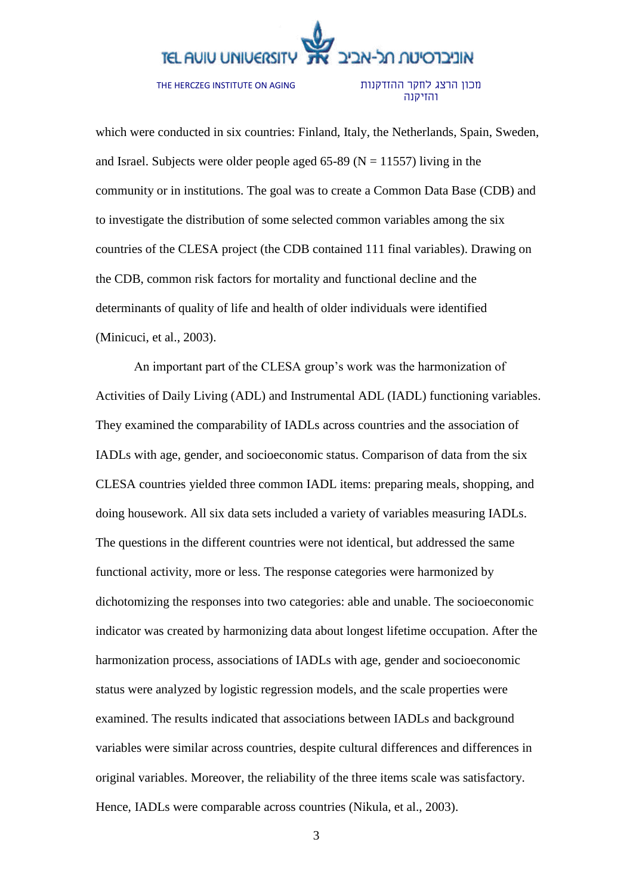which were conducted in six countries: Finland, Italy, the Netherlands, Spain, Sweden, and Israel. Subjects were older people aged 65-89 (N = 11557) living in the community or in institutions. The goal was to create a Common Data Base (CDB) and to investigate the distribution of some selected common variables among the six countries of the CLESA project (the CDB contained 111 final variables). Drawing on the CDB, common risk factors for mortality and functional decline and the determinants of quality of life and health of older individuals were identified (Minicuci, et al., 2003).

An important part of the CLESA group's work was the harmonization of Activities of Daily Living (ADL) and Instrumental ADL (IADL) functioning variables. They examined the comparability of IADLs across countries and the association of IADLs with age, gender, and socioeconomic status. Comparison of data from the six CLESA countries yielded three common IADL items: preparing meals, shopping, and doing housework. All six data sets included a variety of variables measuring IADLs. The questions in the different countries were not identical, but addressed the same functional activity, more or less. The response categories were harmonized by dichotomizing the responses into two categories: able and unable. The socioeconomic indicator was created by harmonizing data about longest lifetime occupation. After the harmonization process, associations of IADLs with age, gender and socioeconomic status were analyzed by logistic regression models, and the scale properties were examined. The results indicated that associations between IADLs and background variables were similar across countries, despite cultural differences and differences in original variables. Moreover, the reliability of the three items scale was satisfactory. Hence, IADLs were comparable across countries (Nikula, et al., 2003).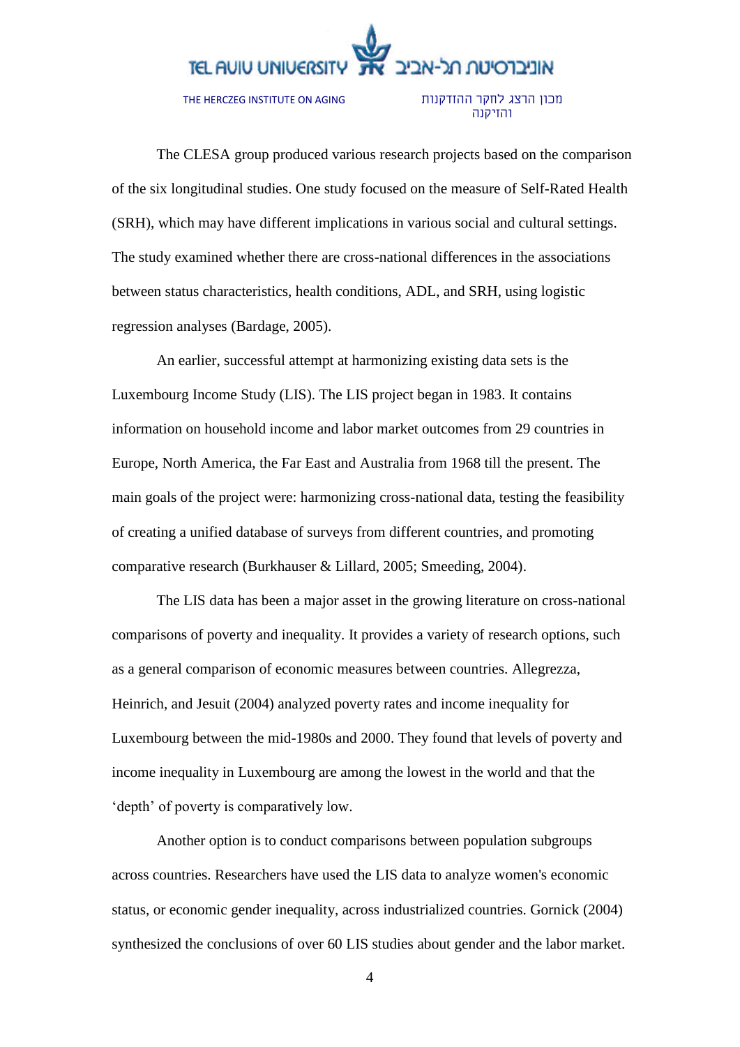The CLESA group produced various research projects based on the comparison of the six longitudinal studies. One study focused on the measure of Self-Rated Health (SRH), which may have different implications in various social and cultural settings. The study examined whether there are cross-national differences in the associations between status characteristics, health conditions, ADL, and SRH, using logistic regression analyses (Bardage, 2005).

An earlier, successful attempt at harmonizing existing data sets is the Luxembourg Income Study (LIS). The LIS project began in 1983. It contains information on household income and labor market outcomes from 29 countries in Europe, North America, the Far East and Australia from 1968 till the present. The main goals of the project were: harmonizing cross-national data, testing the feasibility of creating a unified database of surveys from different countries, and promoting comparative research (Burkhauser & Lillard, 2005; Smeeding, 2004).

The LIS data has been a major asset in the growing literature on cross-national comparisons of poverty and inequality. It provides a variety of research options, such as a general comparison of economic measures between countries. Allegrezza, Heinrich, and Jesuit (2004) analyzed poverty rates and income inequality for Luxembourg between the mid-1980s and 2000. They found that levels of poverty and income inequality in Luxembourg are among the lowest in the world and that the 'depth' of poverty is comparatively low.

Another option is to conduct comparisons between population subgroups across countries. Researchers have used the LIS data to analyze women's economic status, or economic gender inequality, across industrialized countries. Gornick (2004) synthesized the conclusions of over 60 LIS studies about gender and the labor market.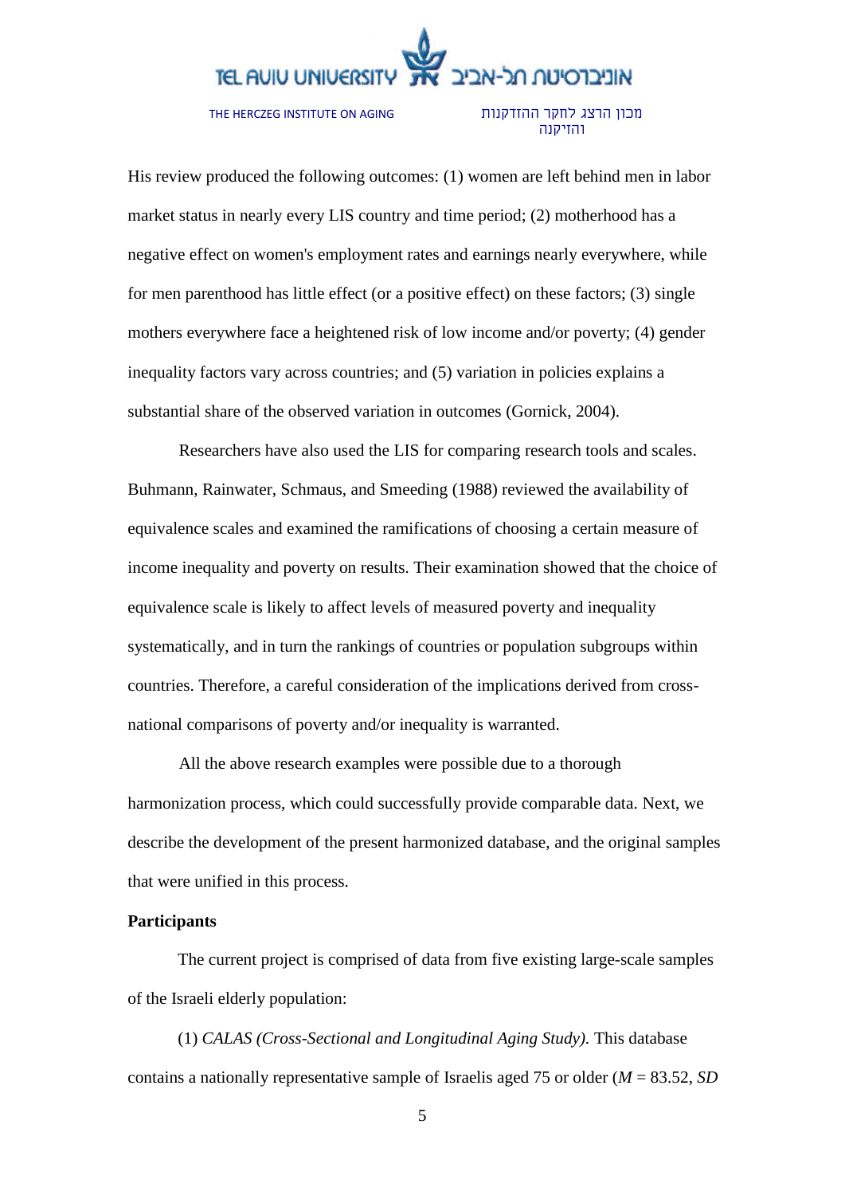His review produced the following outcomes: (1) women are left behind men in labor market status in nearly every LIS country and time period; (2) motherhood has a negative effect on women's employment rates and earnings nearly everywhere, while for men parenthood has little effect (or a positive effect) on these factors; (3) single mothers everywhere face a heightened risk of low income and/or poverty; (4) gender inequality factors vary across countries; and (5) variation in policies explains a substantial share of the observed variation in outcomes (Gornick, 2004).

Researchers have also used the LIS for comparing research tools and scales. Buhmann, Rainwater, Schmaus, and Smeeding (1988) reviewed the availability of equivalence scales and examined the ramifications of choosing a certain measure of income inequality and poverty on results. Their examination showed that the choice of equivalence scale is likely to affect levels of measured poverty and inequality systematically, and in turn the rankings of countries or population subgroups within countries. Therefore, a careful consideration of the implications derived from cross-national comparisons of poverty and/or inequality is warranted.

All the above research examples were possible due to a thorough harmonization process, which could successfully provide comparable data. Next, we describe the development of the present harmonized database, and the original samples that were unified in this process.

**Participants**

The current project is comprised of data from five existing large-scale samples of the Israeli elderly population:

(1) *CALAS (Cross-Sectional and Longitudinal Aging Study).* This database contains a nationally representative sample of Israelis aged 75 or older (*M* = 83.52, *SD*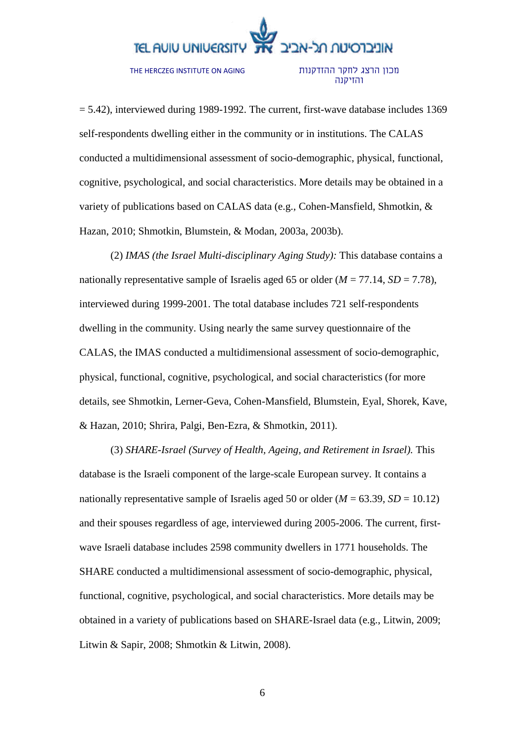= 5.42), interviewed during 1989-1992. The current, first-wave database includes 1369 self-respondents dwelling either in the community or in institutions. The CALAS conducted a multidimensional assessment of socio-demographic, physical, functional, cognitive, psychological, and social characteristics. More details may be obtained in a variety of publications based on CALAS data (e.g., Cohen-Mansfield, Shmotkin, & Hazan, 2010; Shmotkin, Blumstein, & Modan, 2003a, 2003b).

(2) *IMAS (the Israel Multi-disciplinary Aging Study):* This database contains a nationally representative sample of Israelis aged 65 or older (*M* = 77.14, *SD* = 7.78), interviewed during 1999-2001. The total database includes 721 self-respondents dwelling in the community. Using nearly the same survey questionnaire of the CALAS, the IMAS conducted a multidimensional assessment of socio-demographic, physical, functional, cognitive, psychological, and social characteristics (for more details, see Shmotkin, Lerner-Geva, Cohen-Mansfield, Blumstein, Eyal, Shorek, Kave, & Hazan, 2010; Shrira, Palgi, Ben-Ezra, & Shmotkin, 2011).

(3) *SHARE-Israel (Survey of Health, Ageing, and Retirement in Israel).* This database is the Israeli component of the large-scale European survey. It contains a nationally representative sample of Israelis aged 50 or older (*M* = 63.39, *SD* = 10.12) and their spouses regardless of age, interviewed during 2005-2006. The current, first-wave Israeli database includes 2598 community dwellers in 1771 households. The SHARE conducted a multidimensional assessment of socio-demographic, physical, functional, cognitive, psychological, and social characteristics. More details may be obtained in a variety of publications based on SHARE-Israel data (e.g., Litwin, 2009; Litwin & Sapir, 2008; Shmotkin & Litwin, 2008).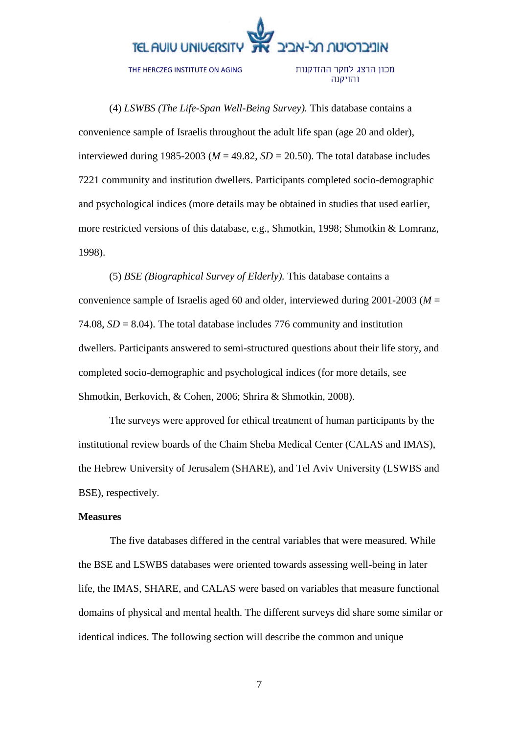(4) *LSWBS (The Life-Span Well-Being Survey).* This database contains a convenience sample of Israelis throughout the adult life span (age 20 and older), interviewed during 1985-2003 ($M$ = 49.82, $SD$ = 20.50). The total database includes 7221 community and institution dwellers. Participants completed socio-demographic and psychological indices (more details may be obtained in studies that used earlier, more restricted versions of this database, e.g., Shmotkin, 1998; Shmotkin & Lomranz, 1998).

(5) *BSE (Biographical Survey of Elderly).* This database contains a convenience sample of Israelis aged 60 and older, interviewed during 2001-2003 ($M$ = 74.08, $SD$ = 8.04). The total database includes 776 community and institution dwellers. Participants answered to semi-structured questions about their life story, and completed socio-demographic and psychological indices (for more details, see Shmotkin, Berkovich, & Cohen, 2006; Shrira & Shmotkin, 2008).

The surveys were approved for ethical treatment of human participants by the institutional review boards of the Chaim Sheba Medical Center (CALAS and IMAS), the Hebrew University of Jerusalem (SHARE), and Tel Aviv University (LSWBS and BSE), respectively.

**Measures**

The five databases differed in the central variables that were measured. While the BSE and LSWBS databases were oriented towards assessing well-being in later life, the IMAS, SHARE, and CALAS were based on variables that measure functional domains of physical and mental health. The different surveys did share some similar or identical indices. The following section will describe the common and unique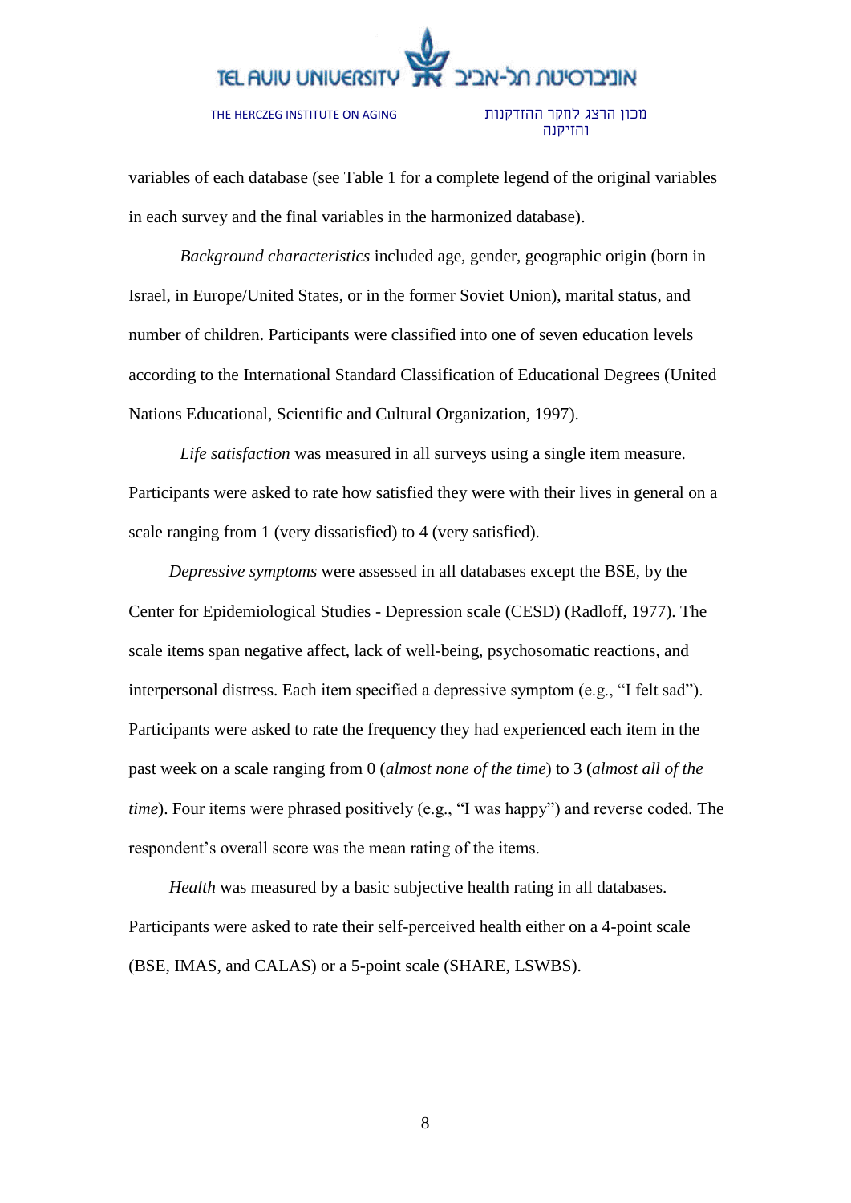variables of each database (see Table 1 for a complete legend of the original variables in each survey and the final variables in the harmonized database).

*Background characteristics* included age, gender, geographic origin (born in Israel, in Europe/United States, or in the former Soviet Union), marital status, and number of children. Participants were classified into one of seven education levels according to the International Standard Classification of Educational Degrees (United Nations Educational, Scientific and Cultural Organization, 1997).

*Life satisfaction* was measured in all surveys using a single item measure. Participants were asked to rate how satisfied they were with their lives in general on a scale ranging from 1 (very dissatisfied) to 4 (very satisfied).

*Depressive symptoms* were assessed in all databases except the BSE, by the Center for Epidemiological Studies - Depression scale (CESD) (Radloff, 1977). The scale items span negative affect, lack of well-being, psychosomatic reactions, and interpersonal distress. Each item specified a depressive symptom (e.g., "I felt sad"). Participants were asked to rate the frequency they had experienced each item in the past week on a scale ranging from 0 (*almost none of the time*) to 3 (*almost all of the time*). Four items were phrased positively (e.g., "I was happy") and reverse coded. The respondent's overall score was the mean rating of the items.

*Health* was measured by a basic subjective health rating in all databases. Participants were asked to rate their self-perceived health either on a 4-point scale (BSE, IMAS, and CALAS) or a 5-point scale (SHARE, LSWBS).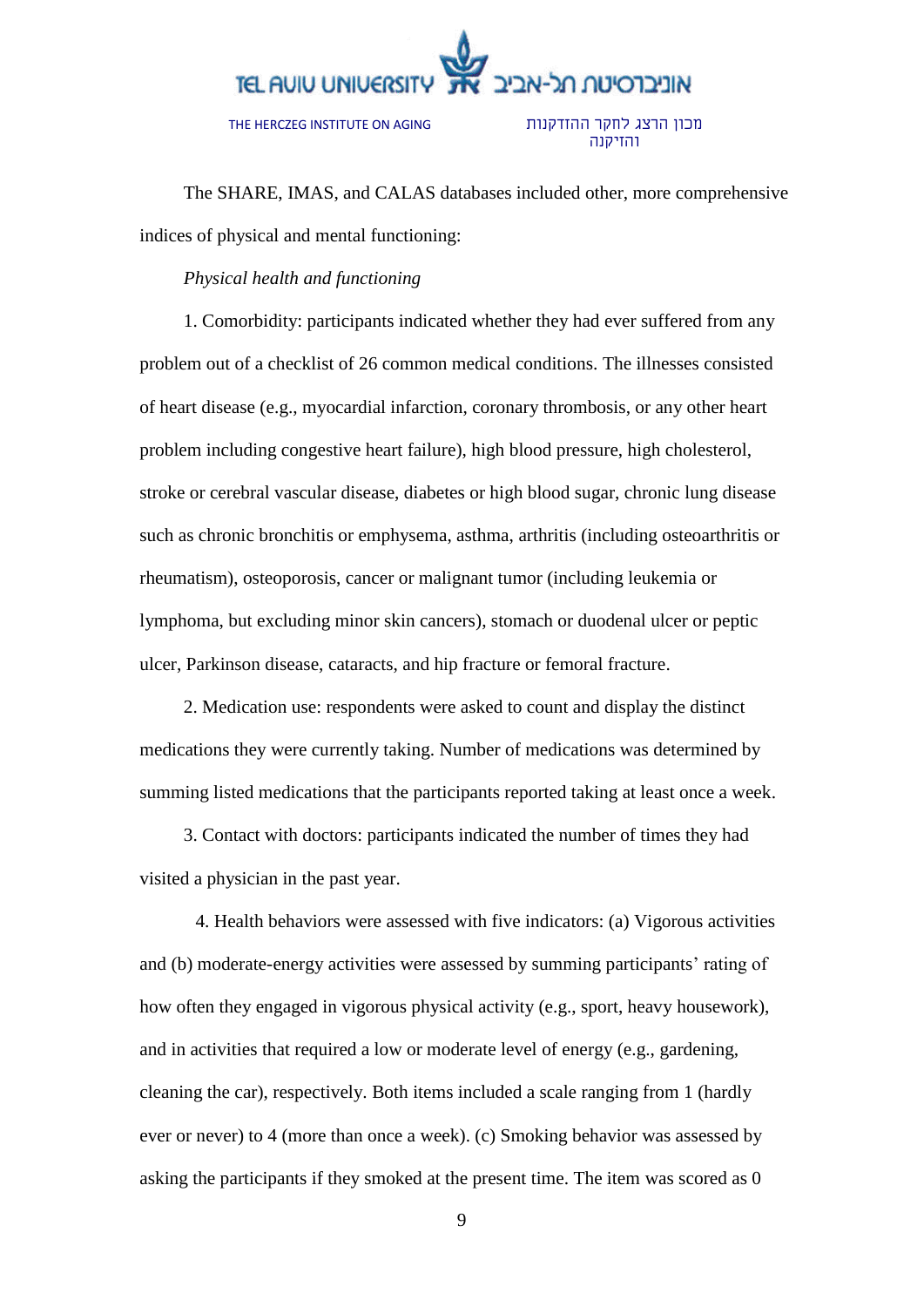The SHARE, IMAS, and CALAS databases included other, more comprehensive indices of physical and mental functioning:

*Physical health and functioning*

1. Comorbidity: participants indicated whether they had ever suffered from any problem out of a checklist of 26 common medical conditions. The illnesses consisted of heart disease (e.g., myocardial infarction, coronary thrombosis, or any other heart problem including congestive heart failure), high blood pressure, high cholesterol, stroke or cerebral vascular disease, diabetes or high blood sugar, chronic lung disease such as chronic bronchitis or emphysema, asthma, arthritis (including osteoarthritis or rheumatism), osteoporosis, cancer or malignant tumor (including leukemia or lymphoma, but excluding minor skin cancers), stomach or duodenal ulcer or peptic ulcer, Parkinson disease, cataracts, and hip fracture or femoral fracture.

2. Medication use: respondents were asked to count and display the distinct medications they were currently taking. Number of medications was determined by summing listed medications that the participants reported taking at least once a week.

3. Contact with doctors: participants indicated the number of times they had visited a physician in the past year.

4. Health behaviors were assessed with five indicators: (a) Vigorous activities and (b) moderate-energy activities were assessed by summing participants' rating of how often they engaged in vigorous physical activity (e.g., sport, heavy housework), and in activities that required a low or moderate level of energy (e.g., gardening, cleaning the car), respectively. Both items included a scale ranging from 1 (hardly ever or never) to 4 (more than once a week). (c) Smoking behavior was assessed by asking the participants if they smoked at the present time. The item was scored as 0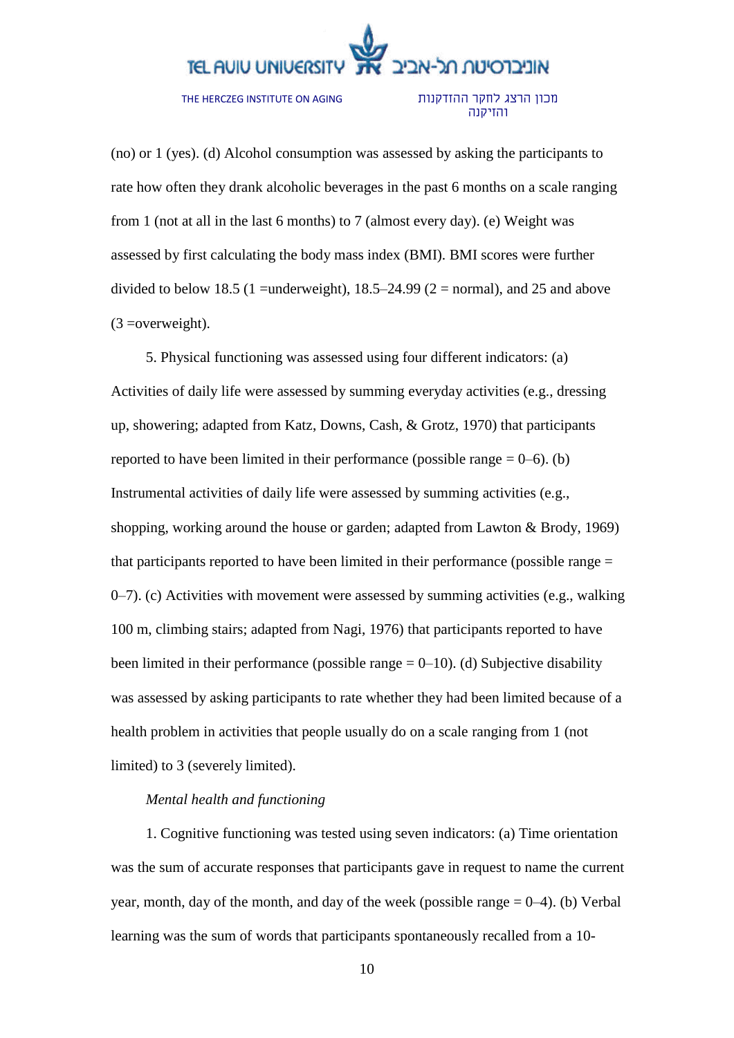(no) or 1 (yes). (d) Alcohol consumption was assessed by asking the participants to rate how often they drank alcoholic beverages in the past 6 months on a scale ranging from 1 (not at all in the last 6 months) to 7 (almost every day). (e) Weight was assessed by first calculating the body mass index (BMI). BMI scores were further divided to below 18.5 (1 =underweight), 18.5–24.99 (2 = normal), and 25 and above (3 =overweight).

5. Physical functioning was assessed using four different indicators: (a) Activities of daily life were assessed by summing everyday activities (e.g., dressing up, showering; adapted from Katz, Downs, Cash, & Grotz, 1970) that participants reported to have been limited in their performance (possible range = 0–6). (b) Instrumental activities of daily life were assessed by summing activities (e.g., shopping, working around the house or garden; adapted from Lawton & Brody, 1969) that participants reported to have been limited in their performance (possible range = 0–7). (c) Activities with movement were assessed by summing activities (e.g., walking 100 m, climbing stairs; adapted from Nagi, 1976) that participants reported to have been limited in their performance (possible range = 0–10). (d) Subjective disability was assessed by asking participants to rate whether they had been limited because of a health problem in activities that people usually do on a scale ranging from 1 (not limited) to 3 (severely limited).

*Mental health and functioning*

1. Cognitive functioning was tested using seven indicators: (a) Time orientation was the sum of accurate responses that participants gave in request to name the current year, month, day of the month, and day of the week (possible range = 0–4). (b) Verbal learning was the sum of words that participants spontaneously recalled from a 10-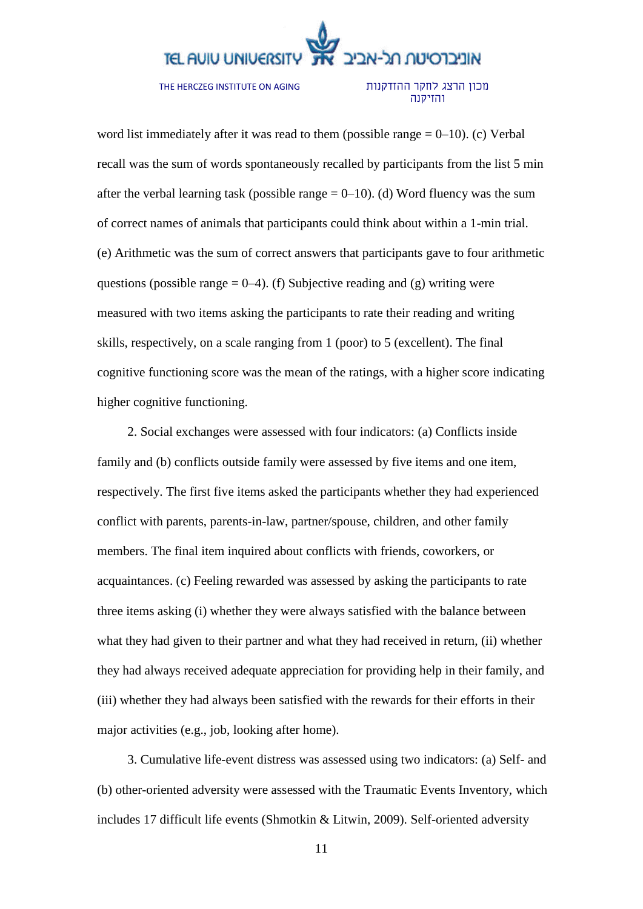word list immediately after it was read to them (possible range = 0–10). (c) Verbal recall was the sum of words spontaneously recalled by participants from the list 5 min after the verbal learning task (possible range = 0–10). (d) Word fluency was the sum of correct names of animals that participants could think about within a 1-min trial. (e) Arithmetic was the sum of correct answers that participants gave to four arithmetic questions (possible range = 0–4). (f) Subjective reading and (g) writing were measured with two items asking the participants to rate their reading and writing skills, respectively, on a scale ranging from 1 (poor) to 5 (excellent). The final cognitive functioning score was the mean of the ratings, with a higher score indicating higher cognitive functioning.

2. Social exchanges were assessed with four indicators: (a) Conflicts inside family and (b) conflicts outside family were assessed by five items and one item, respectively. The first five items asked the participants whether they had experienced conflict with parents, parents-in-law, partner/spouse, children, and other family members. The final item inquired about conflicts with friends, coworkers, or acquaintances. (c) Feeling rewarded was assessed by asking the participants to rate three items asking (i) whether they were always satisfied with the balance between what they had given to their partner and what they had received in return, (ii) whether they had always received adequate appreciation for providing help in their family, and (iii) whether they had always been satisfied with the rewards for their efforts in their major activities (e.g., job, looking after home).

3. Cumulative life-event distress was assessed using two indicators: (a) Self- and (b) other-oriented adversity were assessed with the Traumatic Events Inventory, which includes 17 difficult life events (Shmotkin & Litwin, 2009). Self-oriented adversity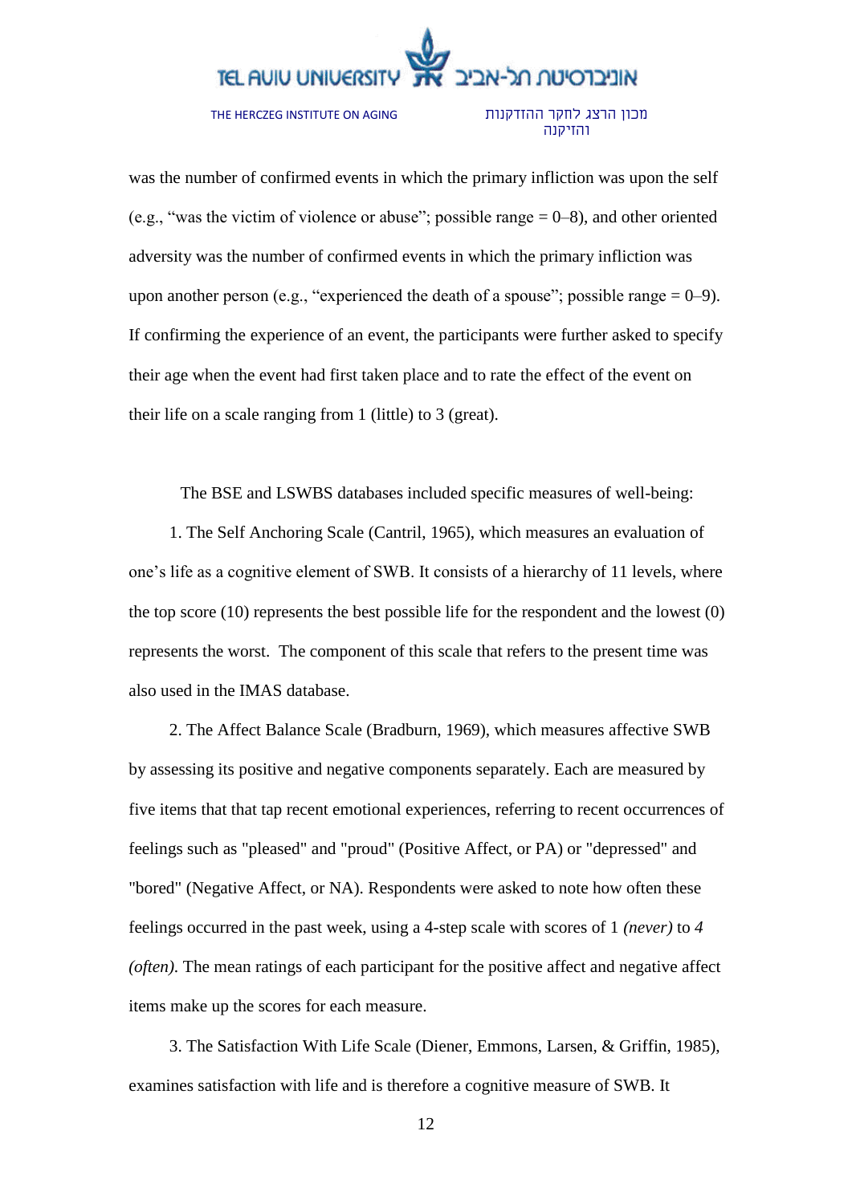was the number of confirmed events in which the primary infliction was upon the self (e.g., "was the victim of violence or abuse"; possible range = 0–8), and other oriented adversity was the number of confirmed events in which the primary infliction was upon another person (e.g., "experienced the death of a spouse"; possible range = 0–9). If confirming the experience of an event, the participants were further asked to specify their age when the event had first taken place and to rate the effect of the event on their life on a scale ranging from 1 (little) to 3 (great).

The BSE and LSWBS databases included specific measures of well-being:

1. The Self Anchoring Scale (Cantril, 1965), which measures an evaluation of one's life as a cognitive element of SWB. It consists of a hierarchy of 11 levels, where the top score (10) represents the best possible life for the respondent and the lowest (0) represents the worst. The component of this scale that refers to the present time was also used in the IMAS database.

2. The Affect Balance Scale (Bradburn, 1969), which measures affective SWB by assessing its positive and negative components separately. Each are measured by five items that that tap recent emotional experiences, referring to recent occurrences of feelings such as "pleased" and "proud" (Positive Affect, or PA) or "depressed" and "bored" (Negative Affect, or NA). Respondents were asked to note how often these feelings occurred in the past week, using a 4-step scale with scores of 1 *(never)* to *4 (often)*. The mean ratings of each participant for the positive affect and negative affect items make up the scores for each measure.

3. The Satisfaction With Life Scale (Diener, Emmons, Larsen, & Griffin, 1985), examines satisfaction with life and is therefore a cognitive measure of SWB. It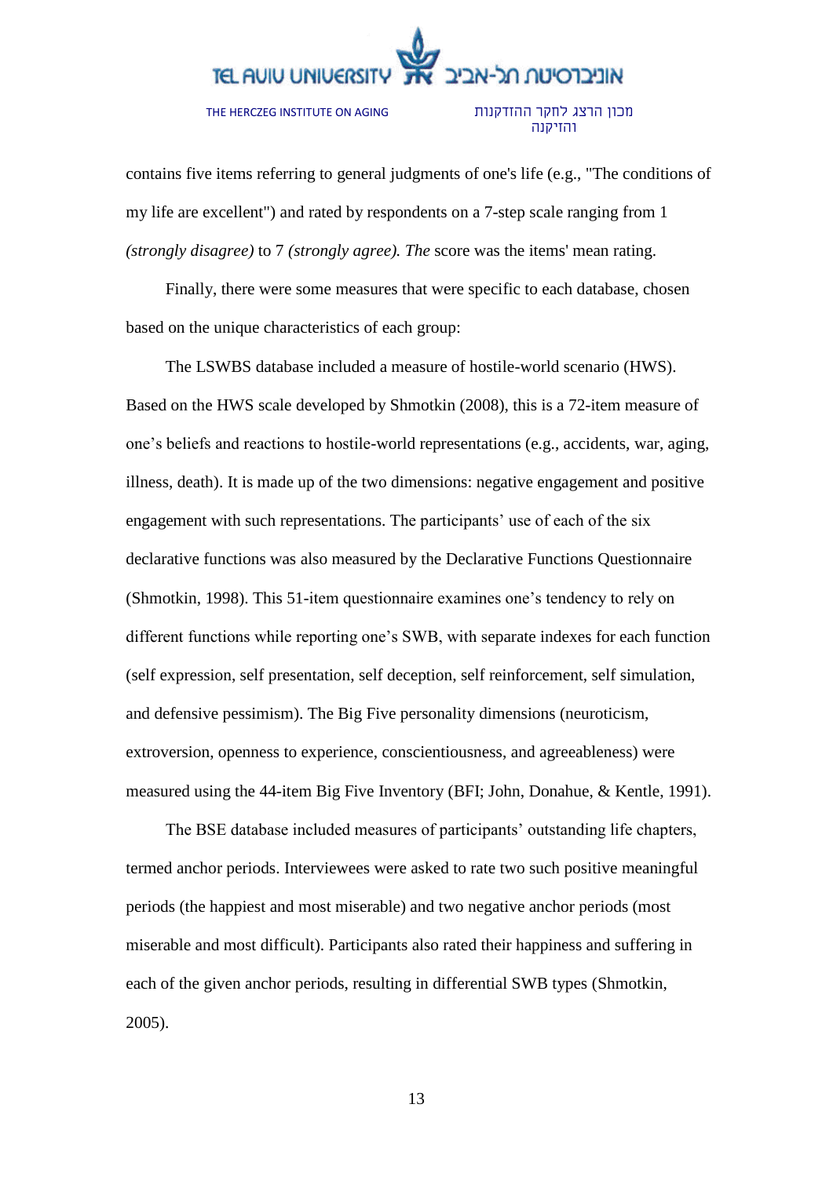contains five items referring to general judgments of one's life (e.g., "The conditions of my life are excellent") and rated by respondents on a 7-step scale ranging from 1 *(strongly disagree)* to 7 *(strongly agree). The* score was the items' mean rating.

Finally, there were some measures that were specific to each database, chosen based on the unique characteristics of each group:

The LSWBS database included a measure of hostile-world scenario (HWS). Based on the HWS scale developed by Shmotkin (2008), this is a 72-item measure of one's beliefs and reactions to hostile-world representations (e.g., accidents, war, aging, illness, death). It is made up of the two dimensions: negative engagement and positive engagement with such representations. The participants' use of each of the six declarative functions was also measured by the Declarative Functions Questionnaire (Shmotkin, 1998). This 51-item questionnaire examines one's tendency to rely on different functions while reporting one's SWB, with separate indexes for each function (self expression, self presentation, self deception, self reinforcement, self simulation, and defensive pessimism). The Big Five personality dimensions (neuroticism, extroversion, openness to experience, conscientiousness, and agreeableness) were measured using the 44-item Big Five Inventory (BFI; John, Donahue, & Kentle, 1991).

The BSE database included measures of participants' outstanding life chapters, termed anchor periods. Interviewees were asked to rate two such positive meaningful periods (the happiest and most miserable) and two negative anchor periods (most miserable and most difficult). Participants also rated their happiness and suffering in each of the given anchor periods, resulting in differential SWB types (Shmotkin, 2005).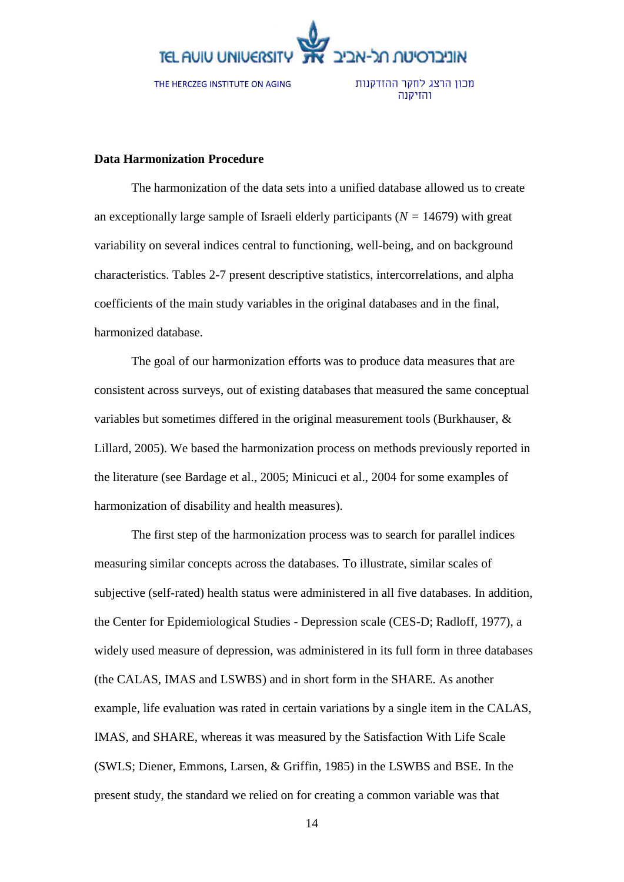**Data Harmonization Procedure**

The harmonization of the data sets into a unified database allowed us to create an exceptionally large sample of Israeli elderly participants ($N$ = 14679) with great variability on several indices central to functioning, well-being, and on background characteristics. Tables 2-7 present descriptive statistics, intercorrelations, and alpha coefficients of the main study variables in the original databases and in the final, harmonized database.

The goal of our harmonization efforts was to produce data measures that are consistent across surveys, out of existing databases that measured the same conceptual variables but sometimes differed in the original measurement tools (Burkhauser, & Lillard, 2005). We based the harmonization process on methods previously reported in the literature (see Bardage et al., 2005; Minicuci et al., 2004 for some examples of harmonization of disability and health measures).

The first step of the harmonization process was to search for parallel indices measuring similar concepts across the databases. To illustrate, similar scales of subjective (self-rated) health status were administered in all five databases. In addition, the Center for Epidemiological Studies - Depression scale (CES-D; Radloff, 1977), a widely used measure of depression, was administered in its full form in three databases (the CALAS, IMAS and LSWBS) and in short form in the SHARE. As another example, life evaluation was rated in certain variations by a single item in the CALAS, IMAS, and SHARE, whereas it was measured by the Satisfaction With Life Scale (SWLS; Diener, Emmons, Larsen, & Griffin, 1985) in the LSWBS and BSE. In the present study, the standard we relied on for creating a common variable was that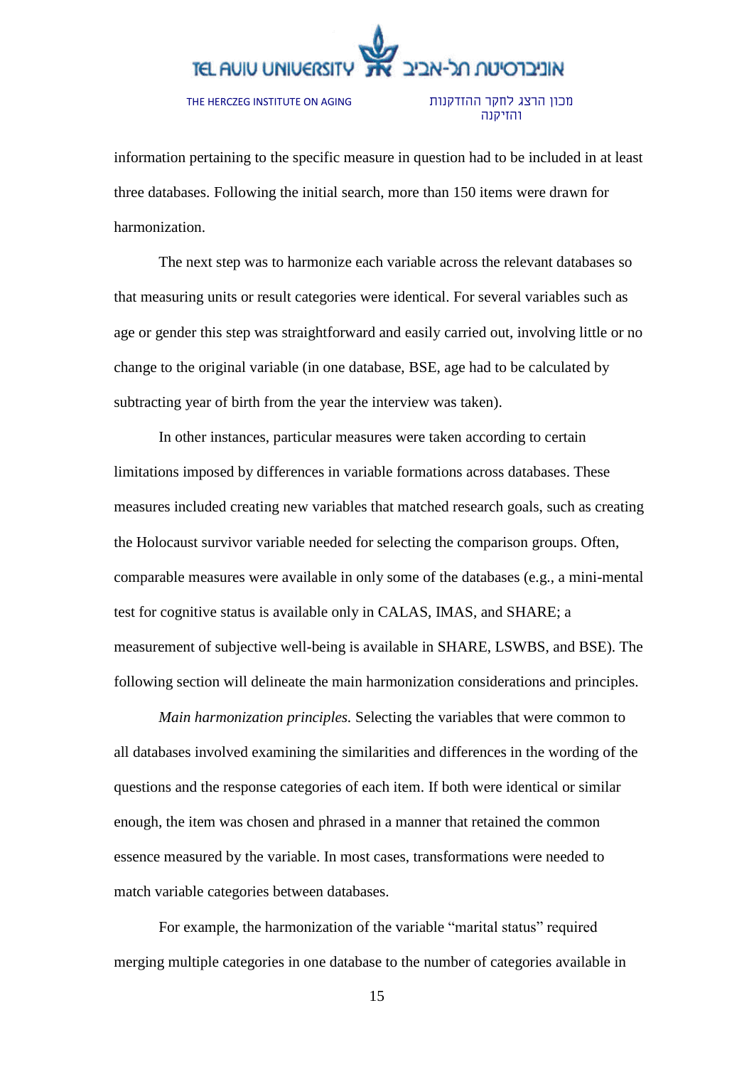information pertaining to the specific measure in question had to be included in at least three databases. Following the initial search, more than 150 items were drawn for harmonization.

The next step was to harmonize each variable across the relevant databases so that measuring units or result categories were identical. For several variables such as age or gender this step was straightforward and easily carried out, involving little or no change to the original variable (in one database, BSE, age had to be calculated by subtracting year of birth from the year the interview was taken).

In other instances, particular measures were taken according to certain limitations imposed by differences in variable formations across databases. These measures included creating new variables that matched research goals, such as creating the Holocaust survivor variable needed for selecting the comparison groups. Often, comparable measures were available in only some of the databases (e.g., a mini-mental test for cognitive status is available only in CALAS, IMAS, and SHARE; a measurement of subjective well-being is available in SHARE, LSWBS, and BSE). The following section will delineate the main harmonization considerations and principles.

*Main harmonization principles.* Selecting the variables that were common to all databases involved examining the similarities and differences in the wording of the questions and the response categories of each item. If both were identical or similar enough, the item was chosen and phrased in a manner that retained the common essence measured by the variable. In most cases, transformations were needed to match variable categories between databases.

For example, the harmonization of the variable "marital status" required merging multiple categories in one database to the number of categories available in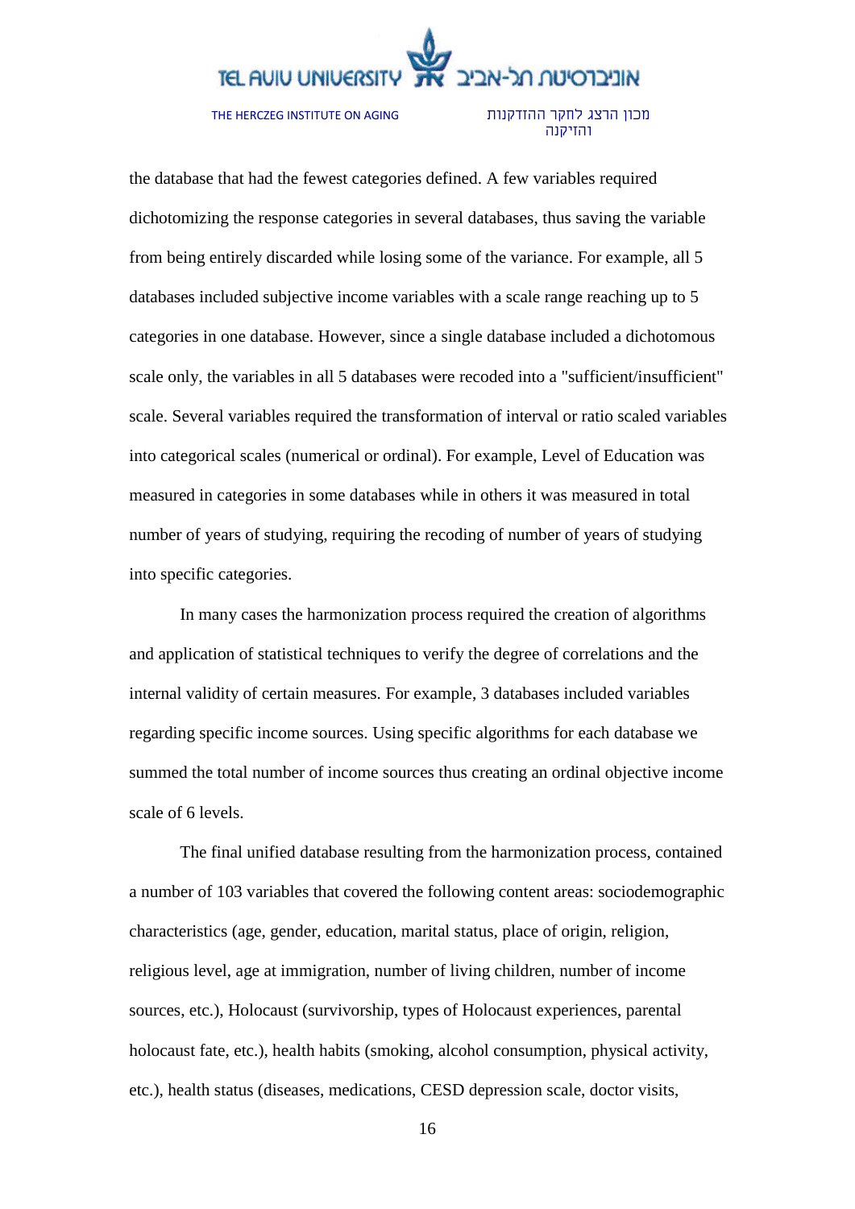the database that had the fewest categories defined. A few variables required dichotomizing the response categories in several databases, thus saving the variable from being entirely discarded while losing some of the variance. For example, all 5 databases included subjective income variables with a scale range reaching up to 5 categories in one database. However, since a single database included a dichotomous scale only, the variables in all 5 databases were recoded into a "sufficient/insufficient" scale. Several variables required the transformation of interval or ratio scaled variables into categorical scales (numerical or ordinal). For example, Level of Education was measured in categories in some databases while in others it was measured in total number of years of studying, requiring the recoding of number of years of studying into specific categories.

In many cases the harmonization process required the creation of algorithms and application of statistical techniques to verify the degree of correlations and the internal validity of certain measures. For example, 3 databases included variables regarding specific income sources. Using specific algorithms for each database we summed the total number of income sources thus creating an ordinal objective income scale of 6 levels.

The final unified database resulting from the harmonization process, contained a number of 103 variables that covered the following content areas: sociodemographic characteristics (age, gender, education, marital status, place of origin, religion, religious level, age at immigration, number of living children, number of income sources, etc.), Holocaust (survivorship, types of Holocaust experiences, parental holocaust fate, etc.), health habits (smoking, alcohol consumption, physical activity, etc.), health status (diseases, medications, CESD depression scale, doctor visits,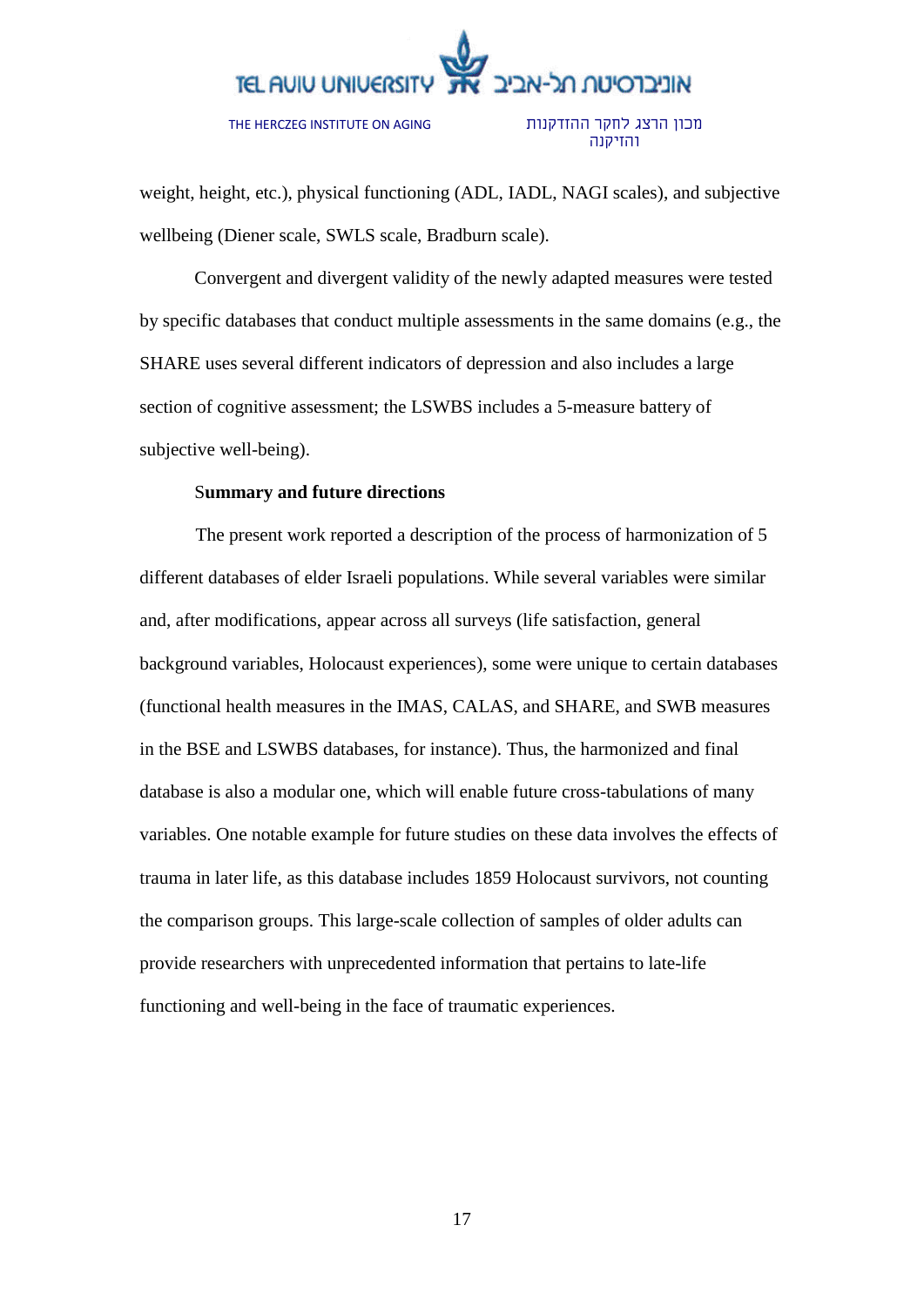weight, height, etc.), physical functioning (ADL, IADL, NAGI scales), and subjective wellbeing (Diener scale, SWLS scale, Bradburn scale).

Convergent and divergent validity of the newly adapted measures were tested by specific databases that conduct multiple assessments in the same domains (e.g., the SHARE uses several different indicators of depression and also includes a large section of cognitive assessment; the LSWBS includes a 5-measure battery of subjective well-being).

**Summary and future directions**

The present work reported a description of the process of harmonization of 5 different databases of elder Israeli populations. While several variables were similar and, after modifications, appear across all surveys (life satisfaction, general background variables, Holocaust experiences), some were unique to certain databases (functional health measures in the IMAS, CALAS, and SHARE, and SWB measures in the BSE and LSWBS databases, for instance). Thus, the harmonized and final database is also a modular one, which will enable future cross-tabulations of many variables. One notable example for future studies on these data involves the effects of trauma in later life, as this database includes 1859 Holocaust survivors, not counting the comparison groups. This large-scale collection of samples of older adults can provide researchers with unprecedented information that pertains to late-life functioning and well-being in the face of traumatic experiences.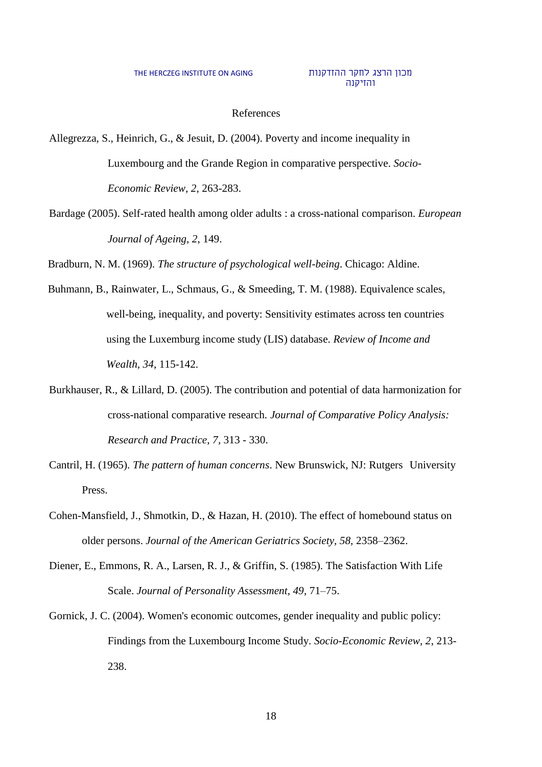# References

Allegrezza, S., Heinrich, G., & Jesuit, D. (2004). Poverty and income inequality in Luxembourg and the Grande Region in comparative perspective. *Socio-Economic Review, 2*, 263-283.

Bardage (2005). Self-rated health among older adults : a cross-national comparison. *European Journal of Ageing, 2*, 149.

Bradburn, N. M. (1969). *The structure of psychological well-being*. Chicago: Aldine.

Buhmann, B., Rainwater, L., Schmaus, G., & Smeeding, T. M. (1988). Equivalence scales, well-being, inequality, and poverty: Sensitivity estimates across ten countries using the Luxemburg income study (LIS) database. *Review of Income and Wealth, 34*, 115-142.

Burkhauser, R., & Lillard, D. (2005). The contribution and potential of data harmonization for cross-national comparative research. *Journal of Comparative Policy Analysis: Research and Practice, 7*, 313 - 330.

Cantril, H. (1965). *The pattern of human concerns*. New Brunswick, NJ: Rutgers University Press.

Cohen-Mansfield, J., Shmotkin, D., & Hazan, H. (2010). The effect of homebound status on older persons. *Journal of the American Geriatrics Society, 58*, 2358–2362.

Diener, E., Emmons, R. A., Larsen, R. J., & Griffin, S. (1985). The Satisfaction With Life Scale. *Journal of Personality Assessment, 49*, 71–75.

Gornick, J. C. (2004). Women's economic outcomes, gender inequality and public policy: Findings from the Luxembourg Income Study. *Socio-Economic Review, 2*, 213-238.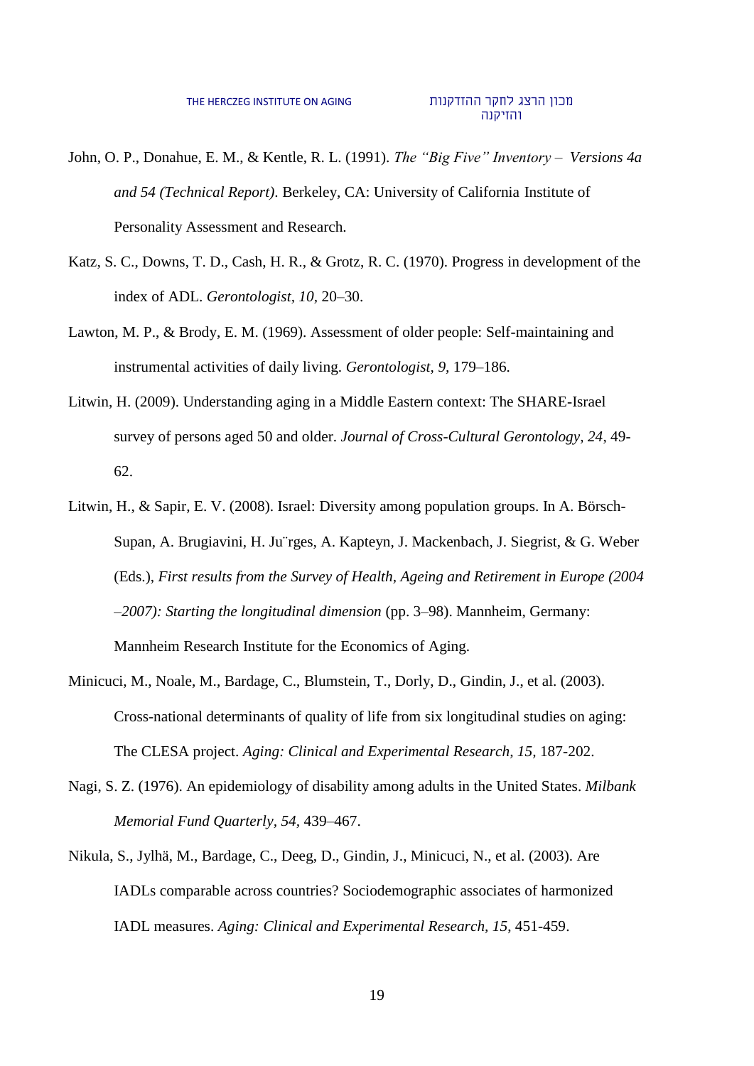John, O. P., Donahue, E. M., & Kentle, R. L. (1991). *The "Big Five" Inventory – Versions 4a and 54 (Technical Report)*. Berkeley, CA: University of California Institute of Personality Assessment and Research.

Katz, S. C., Downs, T. D., Cash, H. R., & Grotz, R. C. (1970). Progress in development of the index of ADL. *Gerontologist, 10,* 20–30.

Lawton, M. P., & Brody, E. M. (1969). Assessment of older people: Self-maintaining and instrumental activities of daily living. *Gerontologist, 9,* 179–186.

Litwin, H. (2009). Understanding aging in a Middle Eastern context: The SHARE-Israel survey of persons aged 50 and older. *Journal of Cross-Cultural Gerontology, 24*, 49-62.

Litwin, H., & Sapir, E. V. (2008). Israel: Diversity among population groups. In A. Börsch-Supan, A. Brugiavini, H. Ju¨rges, A. Kapteyn, J. Mackenbach, J. Siegrist, & G. Weber (Eds.), *First results from the Survey of Health, Ageing and Retirement in Europe (2004 –2007): Starting the longitudinal dimension* (pp. 3–98). Mannheim, Germany: Mannheim Research Institute for the Economics of Aging.

Minicuci, M., Noale, M., Bardage, C., Blumstein, T., Dorly, D., Gindin, J., et al. (2003). Cross-national determinants of quality of life from six longitudinal studies on aging: The CLESA project. *Aging: Clinical and Experimental Research, 15,* 187-202.

Nagi, S. Z. (1976). An epidemiology of disability among adults in the United States. *Milbank Memorial Fund Quarterly, 54,* 439–467.

Nikula, S., Jylhä, M., Bardage, C., Deeg, D., Gindin, J., Minicuci, N., et al. (2003). Are IADLs comparable across countries? Sociodemographic associates of harmonized IADL measures. *Aging: Clinical and Experimental Research, 15*, 451-459.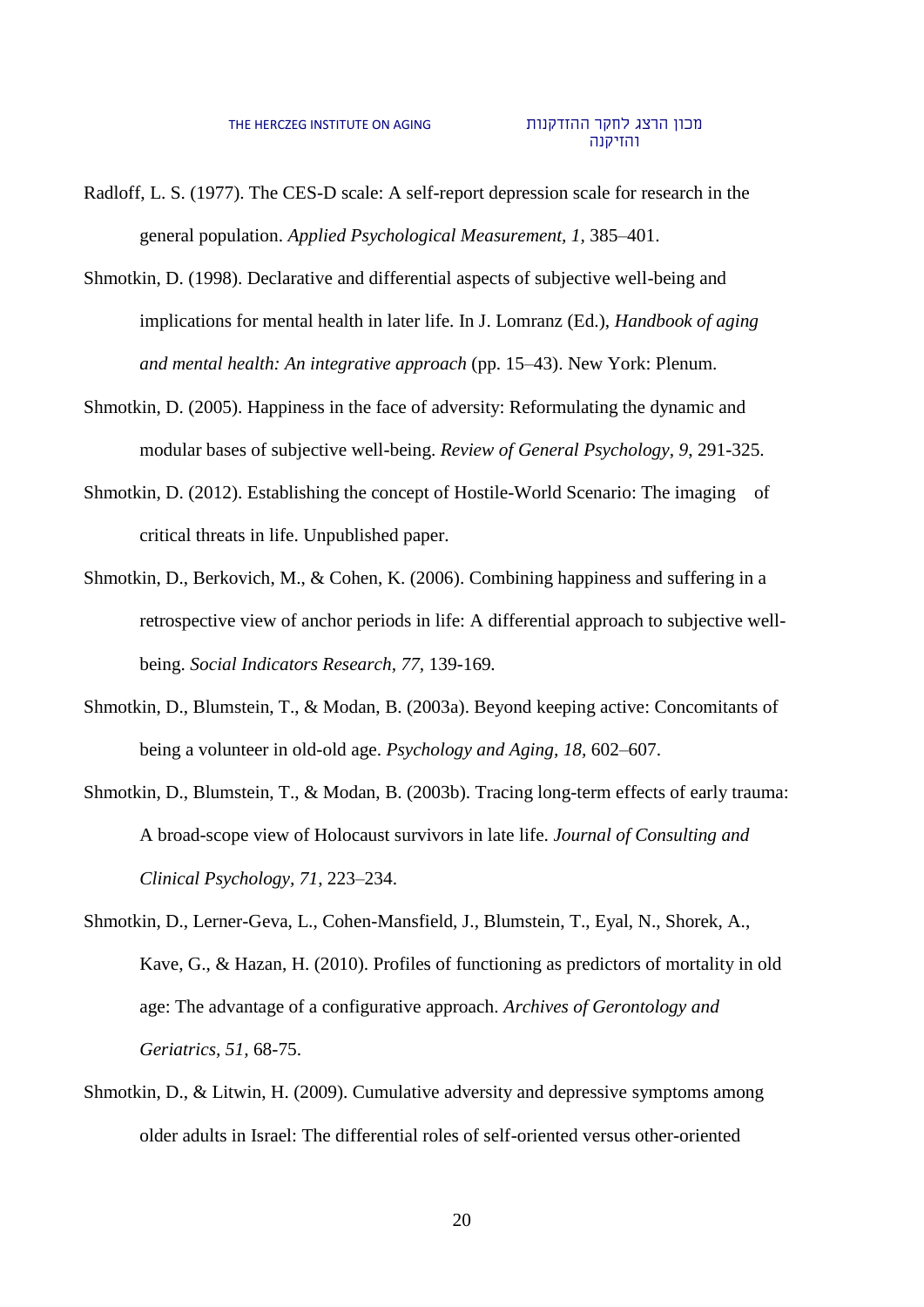Radloff, L. S. (1977). The CES-D scale: A self-report depression scale for research in the general population. *Applied Psychological Measurement, 1*, 385–401.

Shmotkin, D. (1998). Declarative and differential aspects of subjective well-being and implications for mental health in later life. In J. Lomranz (Ed.), *Handbook of aging and mental health: An integrative approach* (pp. 15–43). New York: Plenum.

Shmotkin, D. (2005). Happiness in the face of adversity: Reformulating the dynamic and modular bases of subjective well-being. *Review of General Psychology, 9*, 291-325.

Shmotkin, D. (2012). Establishing the concept of Hostile-World Scenario: The imaging of critical threats in life. Unpublished paper.

Shmotkin, D., Berkovich, M., & Cohen, K. (2006). Combining happiness and suffering in a retrospective view of anchor periods in life: A differential approach to subjective well-being. *Social Indicators Research, 77*, 139-169.

Shmotkin, D., Blumstein, T., & Modan, B. (2003a). Beyond keeping active: Concomitants of being a volunteer in old-old age. *Psychology and Aging, 18*, 602–607.

Shmotkin, D., Blumstein, T., & Modan, B. (2003b). Tracing long-term effects of early trauma: A broad-scope view of Holocaust survivors in late life. *Journal of Consulting and Clinical Psychology, 71*, 223–234.

Shmotkin, D., Lerner-Geva, L., Cohen-Mansfield, J., Blumstein, T., Eyal, N., Shorek, A., Kave, G., & Hazan, H. (2010). Profiles of functioning as predictors of mortality in old age: The advantage of a configurative approach. *Archives of Gerontology and Geriatrics, 51*, 68-75.

Shmotkin, D., & Litwin, H. (2009). Cumulative adversity and depressive symptoms among older adults in Israel: The differential roles of self-oriented versus other-oriented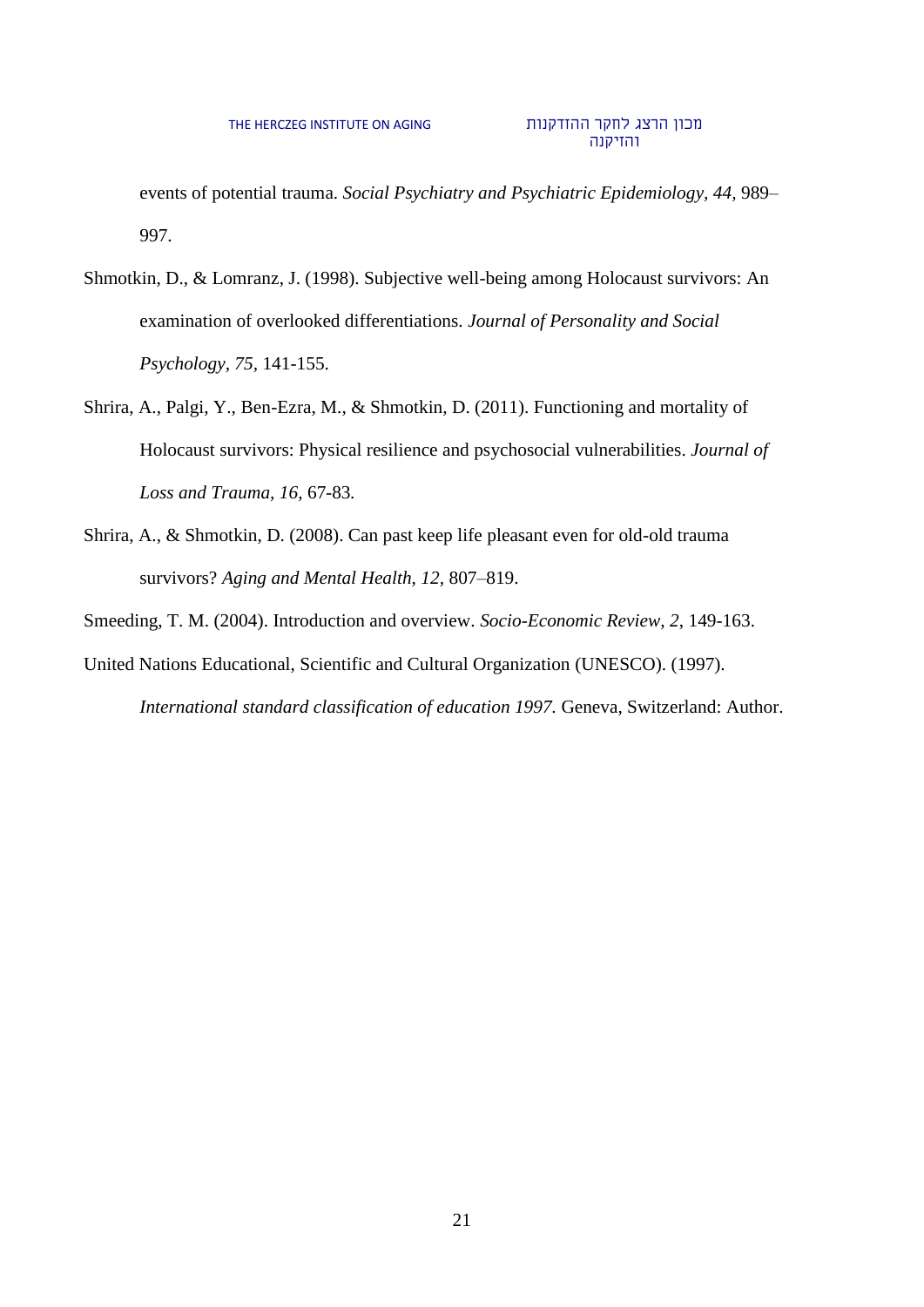events of potential trauma. *Social Psychiatry and Psychiatric Epidemiology*, *44*, 989–997.

Shmotkin, D., & Lomranz, J. (1998). Subjective well-being among Holocaust survivors: An examination of overlooked differentiations. *Journal of Personality and Social Psychology, 75*, 141-155.

Shrira, A., Palgi, Y., Ben-Ezra, M., & Shmotkin, D. (2011). Functioning and mortality of Holocaust survivors: Physical resilience and psychosocial vulnerabilities. *Journal of Loss and Trauma, 16,* 67-83.

Shrira, A., & Shmotkin, D. (2008). Can past keep life pleasant even for old-old trauma survivors? *Aging and Mental Health, 12*, 807–819.

Smeeding, T. M. (2004). Introduction and overview. *Socio-Economic Review, 2,* 149-163.

United Nations Educational, Scientific and Cultural Organization (UNESCO). (1997). *International standard classification of education 1997.* Geneva, Switzerland: Author.